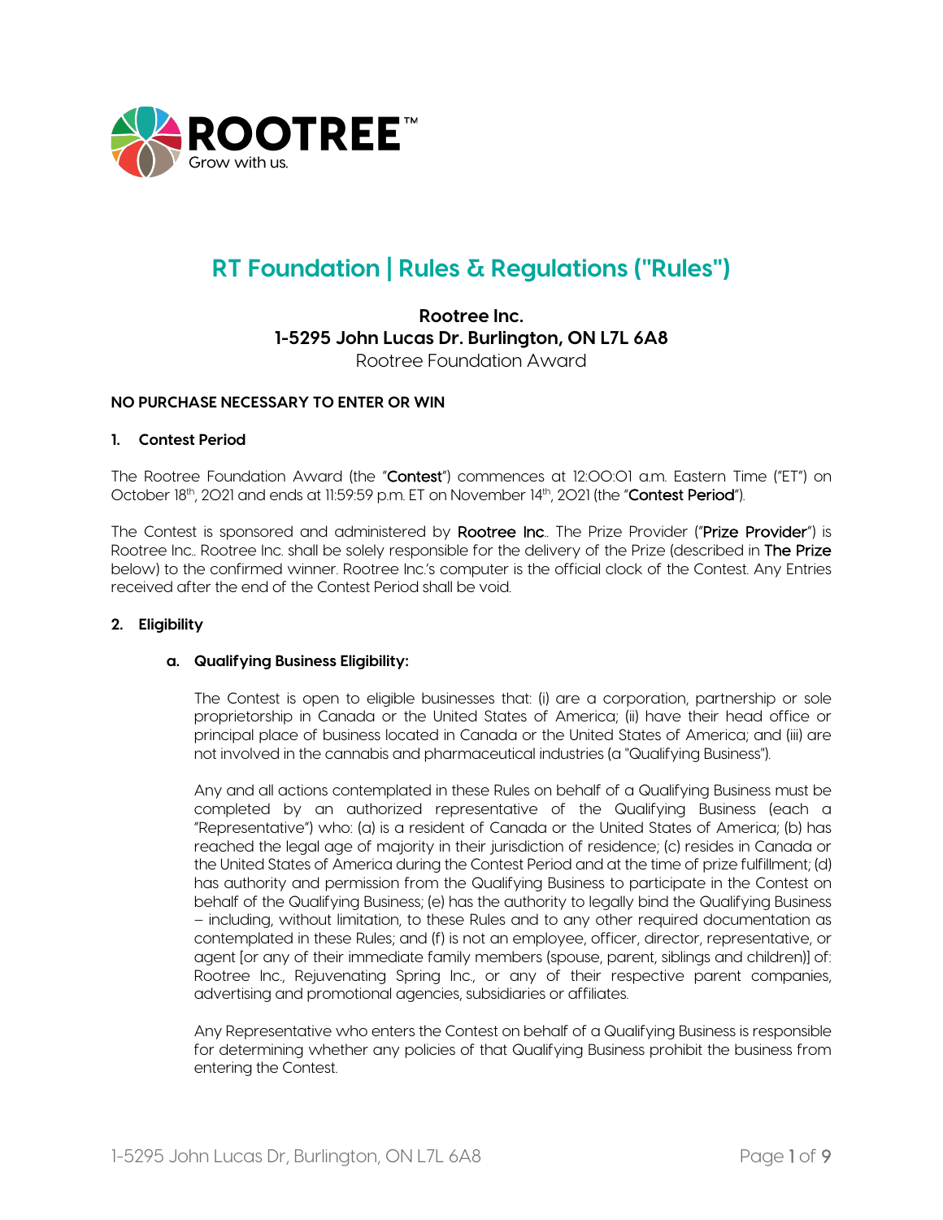# RT Foundation | Rules & Regulations ("Rules")

**Rootree Inc.**
**1-5295 John Lucas Dr. Burlington, ON L7L 6A8**
Rootree Foundation Award

**NO PURCHASE NECESSARY TO ENTER OR WIN**

## 1. Contest Period

The Rootree Foundation Award (the "**Contest**") commences at 12:00:01 a.m. Eastern Time ("ET") on October 18th, 2021 and ends at 11:59:59 p.m. ET on November 14th, 2021 (the "**Contest Period**").

The Contest is sponsored and administered by **Rootree Inc.**. The Prize Provider ("**Prize Provider**") is Rootree Inc.. Rootree Inc. shall be solely responsible for the delivery of the Prize (described in **The Prize** below) to the confirmed winner. Rootree Inc.'s computer is the official clock of the Contest. Any Entries received after the end of the Contest Period shall be void.

## 2. Eligibility

### a. Qualifying Business Eligibility:

The Contest is open to eligible businesses that: (i) are a corporation, partnership or sole proprietorship in Canada or the United States of America; (ii) have their head office or principal place of business located in Canada or the United States of America; and (iii) are not involved in the cannabis and pharmaceutical industries (a "Qualifying Business").

Any and all actions contemplated in these Rules on behalf of a Qualifying Business must be completed by an authorized representative of the Qualifying Business (each a "Representative") who: (a) is a resident of Canada or the United States of America; (b) has reached the legal age of majority in their jurisdiction of residence; (c) resides in Canada or the United States of America during the Contest Period and at the time of prize fulfillment; (d) has authority and permission from the Qualifying Business to participate in the Contest on behalf of the Qualifying Business; (e) has the authority to legally bind the Qualifying Business – including, without limitation, to these Rules and to any other required documentation as contemplated in these Rules; and (f) is not an employee, officer, director, representative, or agent [or any of their immediate family members (spouse, parent, siblings and children)] of: Rootree Inc., Rejuvenating Spring Inc., or any of their respective parent companies, advertising and promotional agencies, subsidiaries or affiliates.

Any Representative who enters the Contest on behalf of a Qualifying Business is responsible for determining whether any policies of that Qualifying Business prohibit the business from entering the Contest.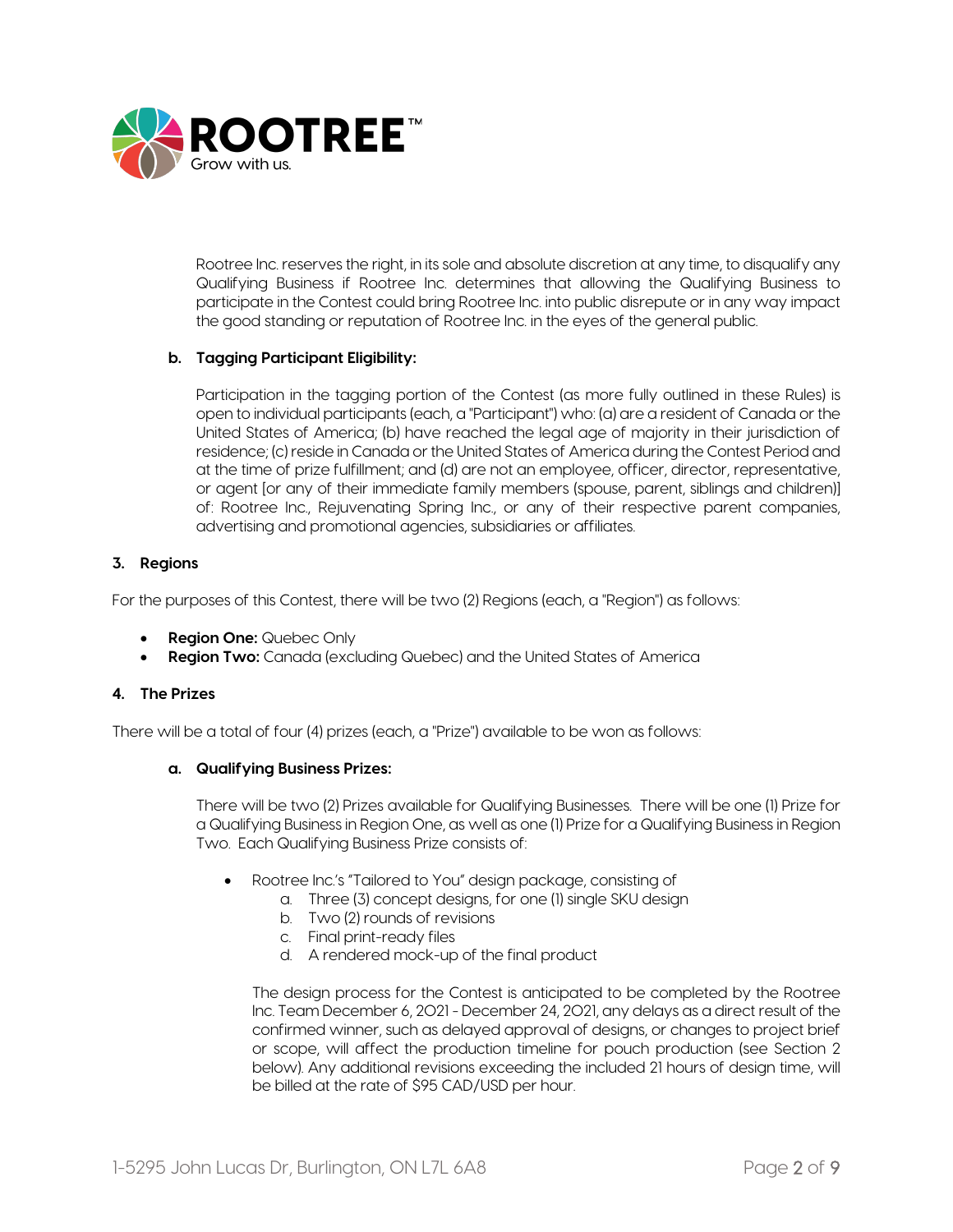Rootree Inc. reserves the right, in its sole and absolute discretion at any time, to disqualify any Qualifying Business if Rootree Inc. determines that allowing the Qualifying Business to participate in the Contest could bring Rootree Inc. into public disrepute or in any way impact the good standing or reputation of Rootree Inc. in the eyes of the general public.

**b. Tagging Participant Eligibility:**

Participation in the tagging portion of the Contest (as more fully outlined in these Rules) is open to individual participants (each, a "Participant") who: (a) are a resident of Canada or the United States of America; (b) have reached the legal age of majority in their jurisdiction of residence; (c) reside in Canada or the United States of America during the Contest Period and at the time of prize fulfillment; and (d) are not an employee, officer, director, representative, or agent [or any of their immediate family members (spouse, parent, siblings and children)] of: Rootree Inc., Rejuvenating Spring Inc., or any of their respective parent companies, advertising and promotional agencies, subsidiaries or affiliates.

## 3. Regions

For the purposes of this Contest, there will be two (2) Regions (each, a "Region") as follows:

- **Region One:** Quebec Only
- **Region Two:** Canada (excluding Quebec) and the United States of America

## 4. The Prizes

There will be a total of four (4) prizes (each, a "Prize") available to be won as follows:

**a. Qualifying Business Prizes:**

There will be two (2) Prizes available for Qualifying Businesses. There will be one (1) Prize for a Qualifying Business in Region One, as well as one (1) Prize for a Qualifying Business in Region Two. Each Qualifying Business Prize consists of:

- Rootree Inc.'s "Tailored to You" design package, consisting of
  a. Three (3) concept designs, for one (1) single SKU design
  b. Two (2) rounds of revisions
  c. Final print-ready files
  d. A rendered mock-up of the final product

The design process for the Contest is anticipated to be completed by the Rootree Inc. Team December 6, 2021 - December 24, 2021, any delays as a direct result of the confirmed winner, such as delayed approval of designs, or changes to project brief or scope, will affect the production timeline for pouch production (see Section 2 below). Any additional revisions exceeding the included 21 hours of design time, will be billed at the rate of $95 CAD/USD per hour.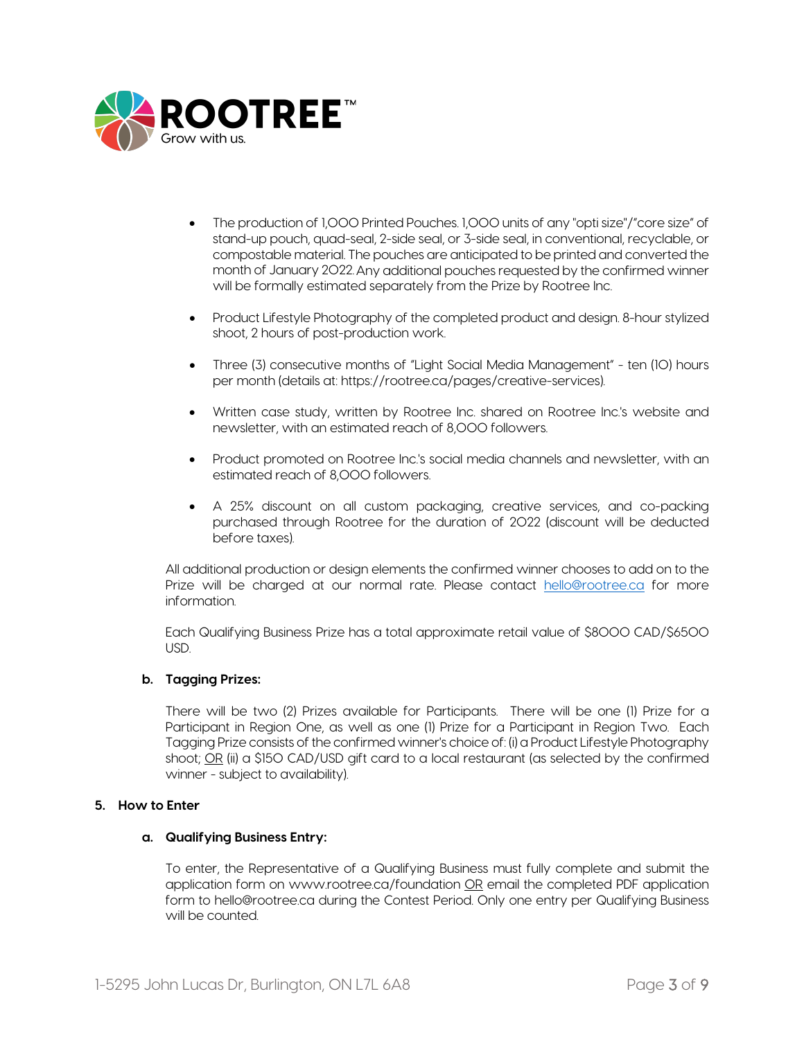- The production of 1,000 Printed Pouches. 1,000 units of any "opti size"/"core size" of stand-up pouch, quad-seal, 2-side seal, or 3-side seal, in conventional, recyclable, or compostable material. The pouches are anticipated to be printed and converted the month of January 2022. Any additional pouches requested by the confirmed winner will be formally estimated separately from the Prize by Rootree Inc.

- Product Lifestyle Photography of the completed product and design. 8-hour stylized shoot, 2 hours of post-production work.

- Three (3) consecutive months of "Light Social Media Management" - ten (10) hours per month (details at: https://rootree.ca/pages/creative-services).

- Written case study, written by Rootree Inc. shared on Rootree Inc.'s website and newsletter, with an estimated reach of 8,000 followers.

- Product promoted on Rootree Inc.'s social media channels and newsletter, with an estimated reach of 8,000 followers.

- A 25% discount on all custom packaging, creative services, and co-packing purchased through Rootree for the duration of 2022 (discount will be deducted before taxes).

All additional production or design elements the confirmed winner chooses to add on to the Prize will be charged at our normal rate. Please contact hello@rootree.ca for more information.

Each Qualifying Business Prize has a total approximate retail value of $8000 CAD/$6500 USD.

**b. Tagging Prizes:**

There will be two (2) Prizes available for Participants. There will be one (1) Prize for a Participant in Region One, as well as one (1) Prize for a Participant in Region Two. Each Tagging Prize consists of the confirmed winner's choice of: (i) a Product Lifestyle Photography shoot; OR (ii) a $150 CAD/USD gift card to a local restaurant (as selected by the confirmed winner - subject to availability).

**5. How to Enter**

**a. Qualifying Business Entry:**

To enter, the Representative of a Qualifying Business must fully complete and submit the application form on www.rootree.ca/foundation OR email the completed PDF application form to hello@rootree.ca during the Contest Period. Only one entry per Qualifying Business will be counted.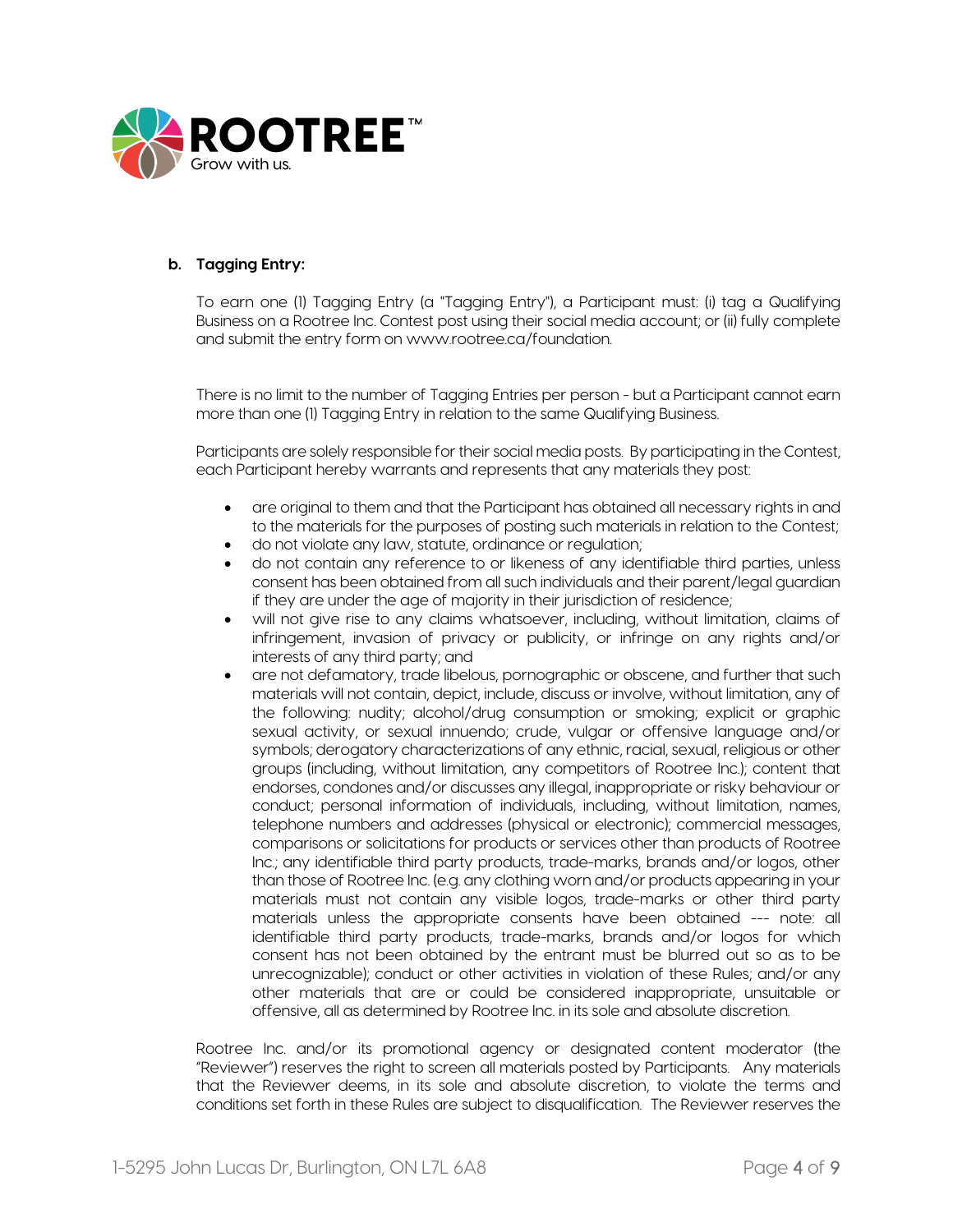**b. Tagging Entry:**

To earn one (1) Tagging Entry (a "Tagging Entry"), a Participant must: (i) tag a Qualifying Business on a Rootree Inc. Contest post using their social media account; or (ii) fully complete and submit the entry form on www.rootree.ca/foundation.

There is no limit to the number of Tagging Entries per person - but a Participant cannot earn more than one (1) Tagging Entry in relation to the same Qualifying Business.

Participants are solely responsible for their social media posts. By participating in the Contest, each Participant hereby warrants and represents that any materials they post:

- are original to them and that the Participant has obtained all necessary rights in and to the materials for the purposes of posting such materials in relation to the Contest;
- do not violate any law, statute, ordinance or regulation;
- do not contain any reference to or likeness of any identifiable third parties, unless consent has been obtained from all such individuals and their parent/legal guardian if they are under the age of majority in their jurisdiction of residence;
- will not give rise to any claims whatsoever, including, without limitation, claims of infringement, invasion of privacy or publicity, or infringe on any rights and/or interests of any third party; and
- are not defamatory, trade libelous, pornographic or obscene, and further that such materials will not contain, depict, include, discuss or involve, without limitation, any of the following: nudity; alcohol/drug consumption or smoking; explicit or graphic sexual activity, or sexual innuendo; crude, vulgar or offensive language and/or symbols; derogatory characterizations of any ethnic, racial, sexual, religious or other groups (including, without limitation, any competitors of Rootree Inc.); content that endorses, condones and/or discusses any illegal, inappropriate or risky behaviour or conduct; personal information of individuals, including, without limitation, names, telephone numbers and addresses (physical or electronic); commercial messages, comparisons or solicitations for products or services other than products of Rootree Inc.; any identifiable third party products, trade-marks, brands and/or logos, other than those of Rootree Inc. (e.g. any clothing worn and/or products appearing in your materials must not contain any visible logos, trade-marks or other third party materials unless the appropriate consents have been obtained --- note: all identifiable third party products, trade-marks, brands and/or logos for which consent has not been obtained by the entrant must be blurred out so as to be unrecognizable); conduct or other activities in violation of these Rules; and/or any other materials that are or could be considered inappropriate, unsuitable or offensive, all as determined by Rootree Inc. in its sole and absolute discretion.

Rootree Inc. and/or its promotional agency or designated content moderator (the "Reviewer") reserves the right to screen all materials posted by Participants. Any materials that the Reviewer deems, in its sole and absolute discretion, to violate the terms and conditions set forth in these Rules are subject to disqualification. The Reviewer reserves the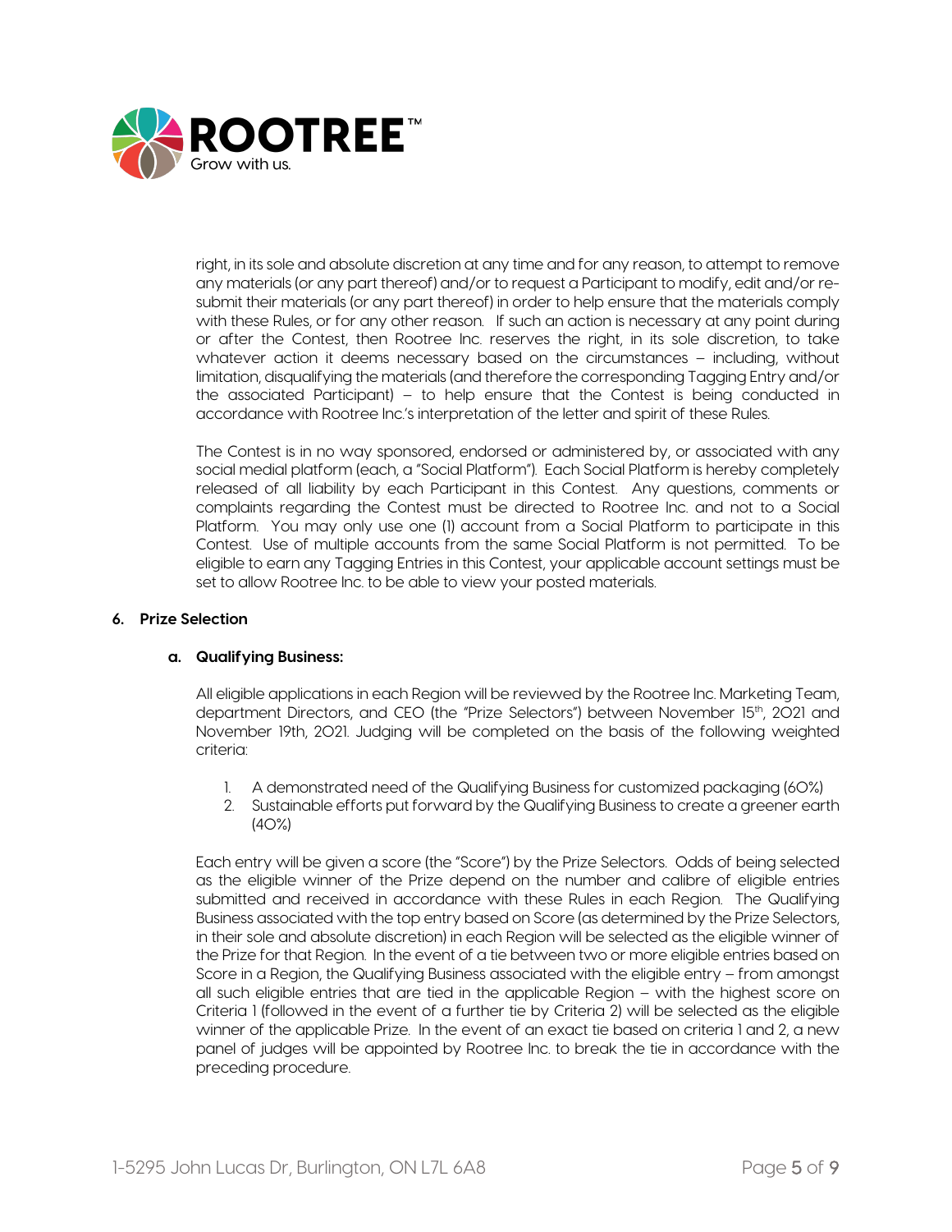right, in its sole and absolute discretion at any time and for any reason, to attempt to remove any materials (or any part thereof) and/or to request a Participant to modify, edit and/or re-submit their materials (or any part thereof) in order to help ensure that the materials comply with these Rules, or for any other reason. If such an action is necessary at any point during or after the Contest, then Rootree Inc. reserves the right, in its sole discretion, to take whatever action it deems necessary based on the circumstances – including, without limitation, disqualifying the materials (and therefore the corresponding Tagging Entry and/or the associated Participant) – to help ensure that the Contest is being conducted in accordance with Rootree Inc.'s interpretation of the letter and spirit of these Rules.

The Contest is in no way sponsored, endorsed or administered by, or associated with any social medial platform (each, a "Social Platform"). Each Social Platform is hereby completely released of all liability by each Participant in this Contest. Any questions, comments or complaints regarding the Contest must be directed to Rootree Inc. and not to a Social Platform. You may only use one (1) account from a Social Platform to participate in this Contest. Use of multiple accounts from the same Social Platform is not permitted. To be eligible to earn any Tagging Entries in this Contest, your applicable account settings must be set to allow Rootree Inc. to be able to view your posted materials.

## 6. Prize Selection

### a. Qualifying Business:

All eligible applications in each Region will be reviewed by the Rootree Inc. Marketing Team, department Directors, and CEO (the "Prize Selectors") between November 15th, 2021 and November 19th, 2021. Judging will be completed on the basis of the following weighted criteria:

1. A demonstrated need of the Qualifying Business for customized packaging (60%)
2. Sustainable efforts put forward by the Qualifying Business to create a greener earth (40%)

Each entry will be given a score (the "Score") by the Prize Selectors. Odds of being selected as the eligible winner of the Prize depend on the number and calibre of eligible entries submitted and received in accordance with these Rules in each Region. The Qualifying Business associated with the top entry based on Score (as determined by the Prize Selectors, in their sole and absolute discretion) in each Region will be selected as the eligible winner of the Prize for that Region. In the event of a tie between two or more eligible entries based on Score in a Region, the Qualifying Business associated with the eligible entry – from amongst all such eligible entries that are tied in the applicable Region – with the highest score on Criteria 1 (followed in the event of a further tie by Criteria 2) will be selected as the eligible winner of the applicable Prize. In the event of an exact tie based on criteria 1 and 2, a new panel of judges will be appointed by Rootree Inc. to break the tie in accordance with the preceding procedure.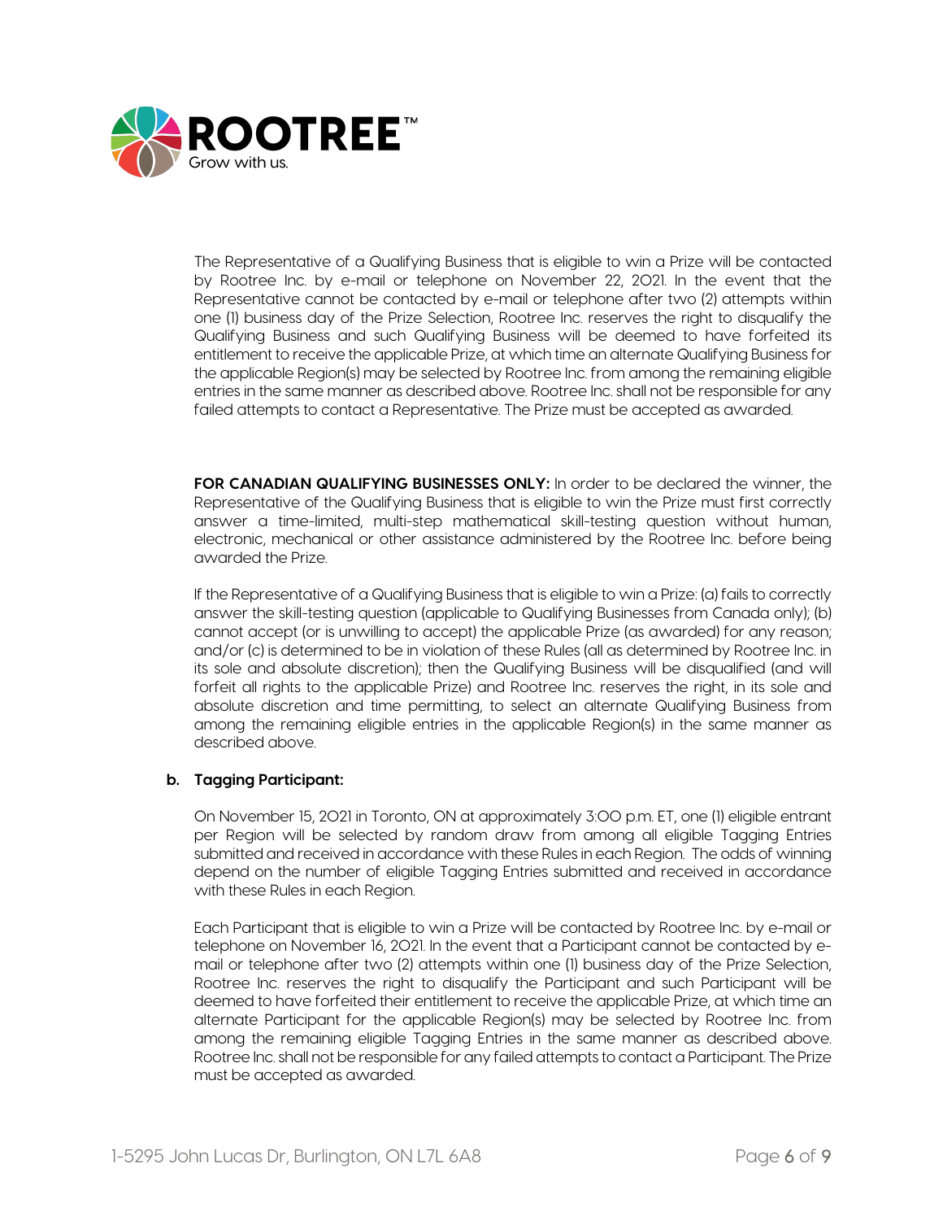The Representative of a Qualifying Business that is eligible to win a Prize will be contacted by Rootree Inc. by e-mail or telephone on November 22, 2021. In the event that the Representative cannot be contacted by e-mail or telephone after two (2) attempts within one (1) business day of the Prize Selection, Rootree Inc. reserves the right to disqualify the Qualifying Business and such Qualifying Business will be deemed to have forfeited its entitlement to receive the applicable Prize, at which time an alternate Qualifying Business for the applicable Region(s) may be selected by Rootree Inc. from among the remaining eligible entries in the same manner as described above. Rootree Inc. shall not be responsible for any failed attempts to contact a Representative. The Prize must be accepted as awarded.

**FOR CANADIAN QUALIFYING BUSINESSES ONLY:** In order to be declared the winner, the Representative of the Qualifying Business that is eligible to win the Prize must first correctly answer a time-limited, multi-step mathematical skill-testing question without human, electronic, mechanical or other assistance administered by the Rootree Inc. before being awarded the Prize.

If the Representative of a Qualifying Business that is eligible to win a Prize: (a) fails to correctly answer the skill-testing question (applicable to Qualifying Businesses from Canada only); (b) cannot accept (or is unwilling to accept) the applicable Prize (as awarded) for any reason; and/or (c) is determined to be in violation of these Rules (all as determined by Rootree Inc. in its sole and absolute discretion); then the Qualifying Business will be disqualified (and will forfeit all rights to the applicable Prize) and Rootree Inc. reserves the right, in its sole and absolute discretion and time permitting, to select an alternate Qualifying Business from among the remaining eligible entries in the applicable Region(s) in the same manner as described above.

**b. Tagging Participant:**

On November 15, 2021 in Toronto, ON at approximately 3:00 p.m. ET, one (1) eligible entrant per Region will be selected by random draw from among all eligible Tagging Entries submitted and received in accordance with these Rules in each Region. The odds of winning depend on the number of eligible Tagging Entries submitted and received in accordance with these Rules in each Region.

Each Participant that is eligible to win a Prize will be contacted by Rootree Inc. by e-mail or telephone on November 16, 2021. In the event that a Participant cannot be contacted by e-mail or telephone after two (2) attempts within one (1) business day of the Prize Selection, Rootree Inc. reserves the right to disqualify the Participant and such Participant will be deemed to have forfeited their entitlement to receive the applicable Prize, at which time an alternate Participant for the applicable Region(s) may be selected by Rootree Inc. from among the remaining eligible Tagging Entries in the same manner as described above. Rootree Inc. shall not be responsible for any failed attempts to contact a Participant. The Prize must be accepted as awarded.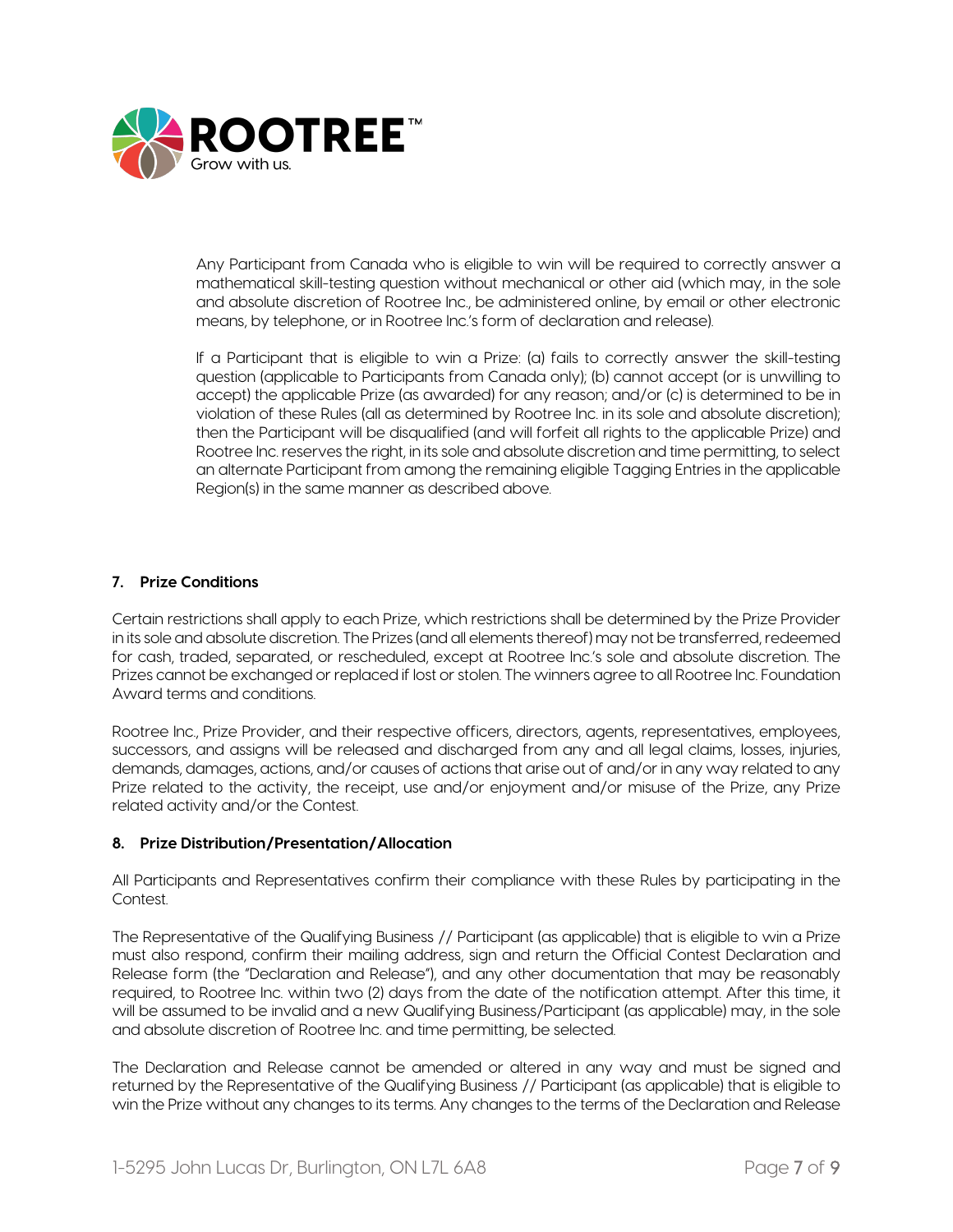Any Participant from Canada who is eligible to win will be required to correctly answer a mathematical skill-testing question without mechanical or other aid (which may, in the sole and absolute discretion of Rootree Inc., be administered online, by email or other electronic means, by telephone, or in Rootree Inc.'s form of declaration and release).

If a Participant that is eligible to win a Prize: (a) fails to correctly answer the skill-testing question (applicable to Participants from Canada only); (b) cannot accept (or is unwilling to accept) the applicable Prize (as awarded) for any reason; and/or (c) is determined to be in violation of these Rules (all as determined by Rootree Inc. in its sole and absolute discretion); then the Participant will be disqualified (and will forfeit all rights to the applicable Prize) and Rootree Inc. reserves the right, in its sole and absolute discretion and time permitting, to select an alternate Participant from among the remaining eligible Tagging Entries in the applicable Region(s) in the same manner as described above.

### 7. Prize Conditions

Certain restrictions shall apply to each Prize, which restrictions shall be determined by the Prize Provider in its sole and absolute discretion. The Prizes (and all elements thereof) may not be transferred, redeemed for cash, traded, separated, or rescheduled, except at Rootree Inc.'s sole and absolute discretion. The Prizes cannot be exchanged or replaced if lost or stolen. The winners agree to all Rootree Inc. Foundation Award terms and conditions.

Rootree Inc., Prize Provider, and their respective officers, directors, agents, representatives, employees, successors, and assigns will be released and discharged from any and all legal claims, losses, injuries, demands, damages, actions, and/or causes of actions that arise out of and/or in any way related to any Prize related to the activity, the receipt, use and/or enjoyment and/or misuse of the Prize, any Prize related activity and/or the Contest.

### 8. Prize Distribution/Presentation/Allocation

All Participants and Representatives confirm their compliance with these Rules by participating in the Contest.

The Representative of the Qualifying Business // Participant (as applicable) that is eligible to win a Prize must also respond, confirm their mailing address, sign and return the Official Contest Declaration and Release form (the "Declaration and Release"), and any other documentation that may be reasonably required, to Rootree Inc. within two (2) days from the date of the notification attempt. After this time, it will be assumed to be invalid and a new Qualifying Business/Participant (as applicable) may, in the sole and absolute discretion of Rootree Inc. and time permitting, be selected.

The Declaration and Release cannot be amended or altered in any way and must be signed and returned by the Representative of the Qualifying Business // Participant (as applicable) that is eligible to win the Prize without any changes to its terms. Any changes to the terms of the Declaration and Release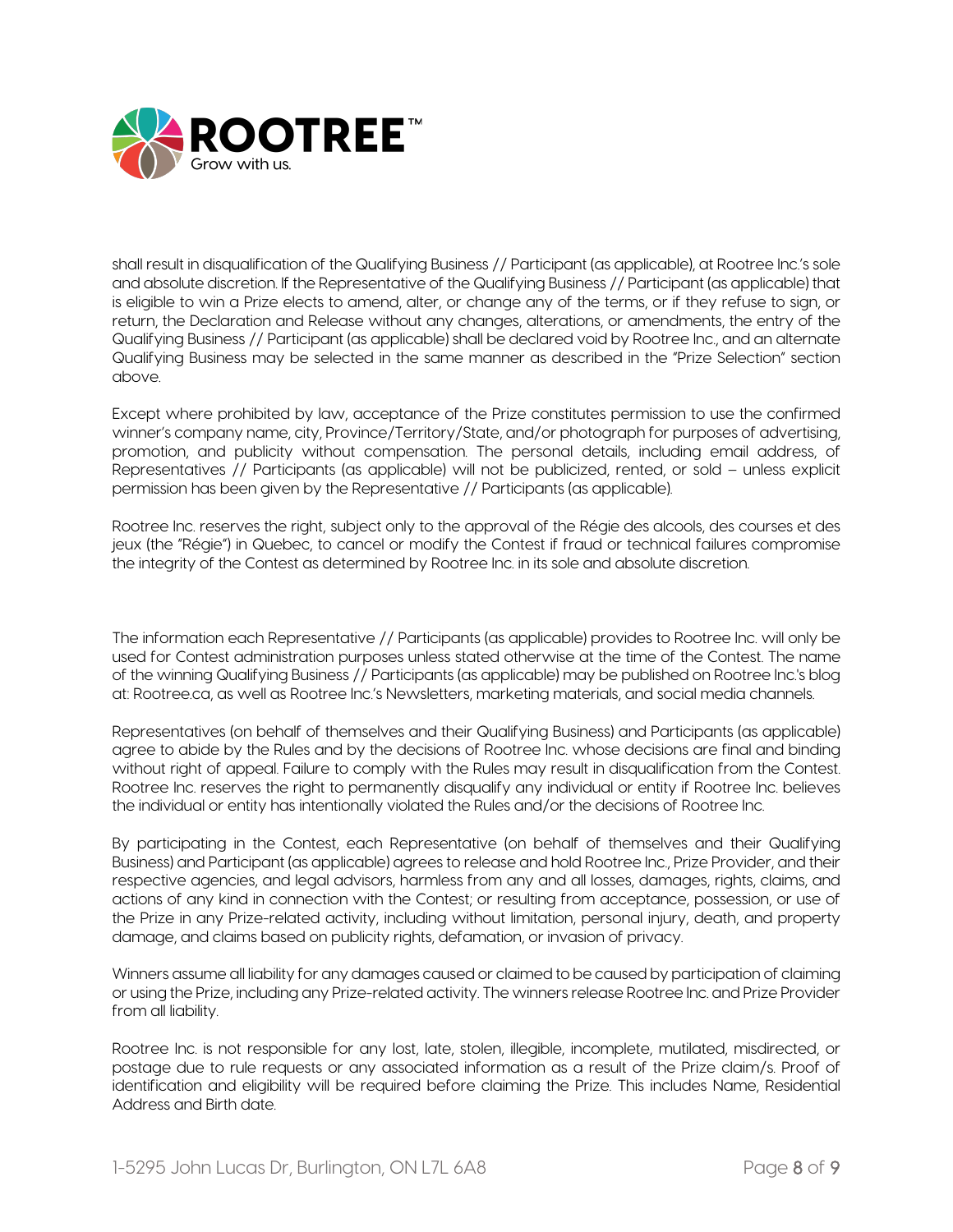shall result in disqualification of the Qualifying Business // Participant (as applicable), at Rootree Inc.'s sole and absolute discretion. If the Representative of the Qualifying Business // Participant (as applicable) that is eligible to win a Prize elects to amend, alter, or change any of the terms, or if they refuse to sign, or return, the Declaration and Release without any changes, alterations, or amendments, the entry of the Qualifying Business // Participant (as applicable) shall be declared void by Rootree Inc., and an alternate Qualifying Business may be selected in the same manner as described in the "Prize Selection" section above.

Except where prohibited by law, acceptance of the Prize constitutes permission to use the confirmed winner's company name, city, Province/Territory/State, and/or photograph for purposes of advertising, promotion, and publicity without compensation. The personal details, including email address, of Representatives // Participants (as applicable) will not be publicized, rented, or sold – unless explicit permission has been given by the Representative // Participants (as applicable).

Rootree Inc. reserves the right, subject only to the approval of the Régie des alcools, des courses et des jeux (the "Régie") in Quebec, to cancel or modify the Contest if fraud or technical failures compromise the integrity of the Contest as determined by Rootree Inc. in its sole and absolute discretion.

The information each Representative // Participants (as applicable) provides to Rootree Inc. will only be used for Contest administration purposes unless stated otherwise at the time of the Contest. The name of the winning Qualifying Business // Participants (as applicable) may be published on Rootree Inc.'s blog at: Rootree.ca, as well as Rootree Inc.'s Newsletters, marketing materials, and social media channels.

Representatives (on behalf of themselves and their Qualifying Business) and Participants (as applicable) agree to abide by the Rules and by the decisions of Rootree Inc. whose decisions are final and binding without right of appeal. Failure to comply with the Rules may result in disqualification from the Contest. Rootree Inc. reserves the right to permanently disqualify any individual or entity if Rootree Inc. believes the individual or entity has intentionally violated the Rules and/or the decisions of Rootree Inc.

By participating in the Contest, each Representative (on behalf of themselves and their Qualifying Business) and Participant (as applicable) agrees to release and hold Rootree Inc., Prize Provider, and their respective agencies, and legal advisors, harmless from any and all losses, damages, rights, claims, and actions of any kind in connection with the Contest; or resulting from acceptance, possession, or use of the Prize in any Prize-related activity, including without limitation, personal injury, death, and property damage, and claims based on publicity rights, defamation, or invasion of privacy.

Winners assume all liability for any damages caused or claimed to be caused by participation of claiming or using the Prize, including any Prize-related activity. The winners release Rootree Inc. and Prize Provider from all liability.

Rootree Inc. is not responsible for any lost, late, stolen, illegible, incomplete, mutilated, misdirected, or postage due to rule requests or any associated information as a result of the Prize claim/s. Proof of identification and eligibility will be required before claiming the Prize. This includes Name, Residential Address and Birth date.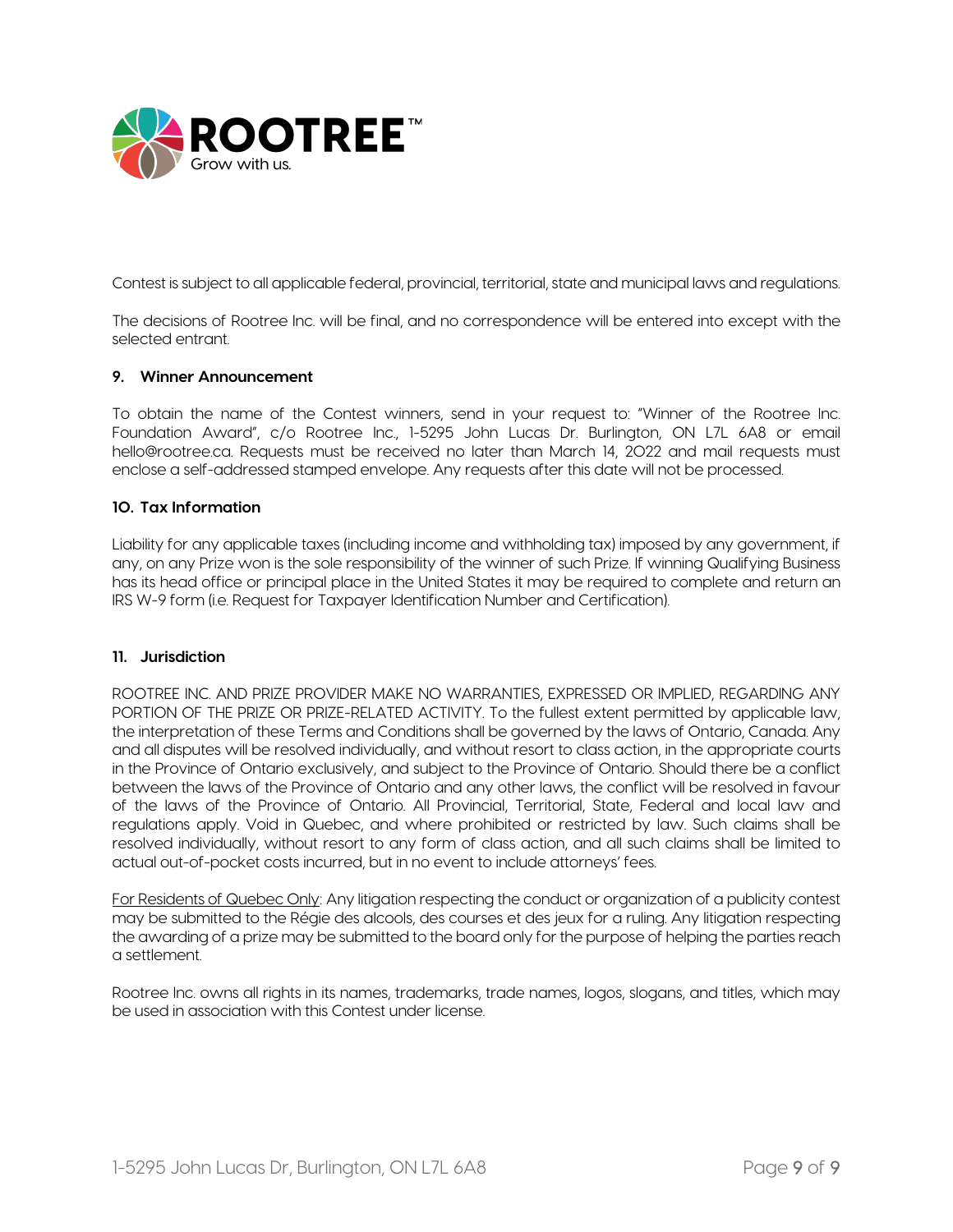Contest is subject to all applicable federal, provincial, territorial, state and municipal laws and regulations.

The decisions of Rootree Inc. will be final, and no correspondence will be entered into except with the selected entrant.

### 9. Winner Announcement

To obtain the name of the Contest winners, send in your request to: "Winner of the Rootree Inc. Foundation Award", c/o Rootree Inc., 1-5295 John Lucas Dr. Burlington, ON L7L 6A8 or email hello@rootree.ca. Requests must be received no later than March 14, 2022 and mail requests must enclose a self-addressed stamped envelope. Any requests after this date will not be processed.

### 10. Tax Information

Liability for any applicable taxes (including income and withholding tax) imposed by any government, if any, on any Prize won is the sole responsibility of the winner of such Prize. If winning Qualifying Business has its head office or principal place in the United States it may be required to complete and return an IRS W-9 form (i.e. Request for Taxpayer Identification Number and Certification).

### 11. Jurisdiction

ROOTREE INC. AND PRIZE PROVIDER MAKE NO WARRANTIES, EXPRESSED OR IMPLIED, REGARDING ANY PORTION OF THE PRIZE OR PRIZE-RELATED ACTIVITY. To the fullest extent permitted by applicable law, the interpretation of these Terms and Conditions shall be governed by the laws of Ontario, Canada. Any and all disputes will be resolved individually, and without resort to class action, in the appropriate courts in the Province of Ontario exclusively, and subject to the Province of Ontario. Should there be a conflict between the laws of the Province of Ontario and any other laws, the conflict will be resolved in favour of the laws of the Province of Ontario. All Provincial, Territorial, State, Federal and local law and regulations apply. Void in Quebec, and where prohibited or restricted by law. Such claims shall be resolved individually, without resort to any form of class action, and all such claims shall be limited to actual out-of-pocket costs incurred, but in no event to include attorneys' fees.

For Residents of Quebec Only: Any litigation respecting the conduct or organization of a publicity contest may be submitted to the Régie des alcools, des courses et des jeux for a ruling. Any litigation respecting the awarding of a prize may be submitted to the board only for the purpose of helping the parties reach a settlement.

Rootree Inc. owns all rights in its names, trademarks, trade names, logos, slogans, and titles, which may be used in association with this Contest under license.